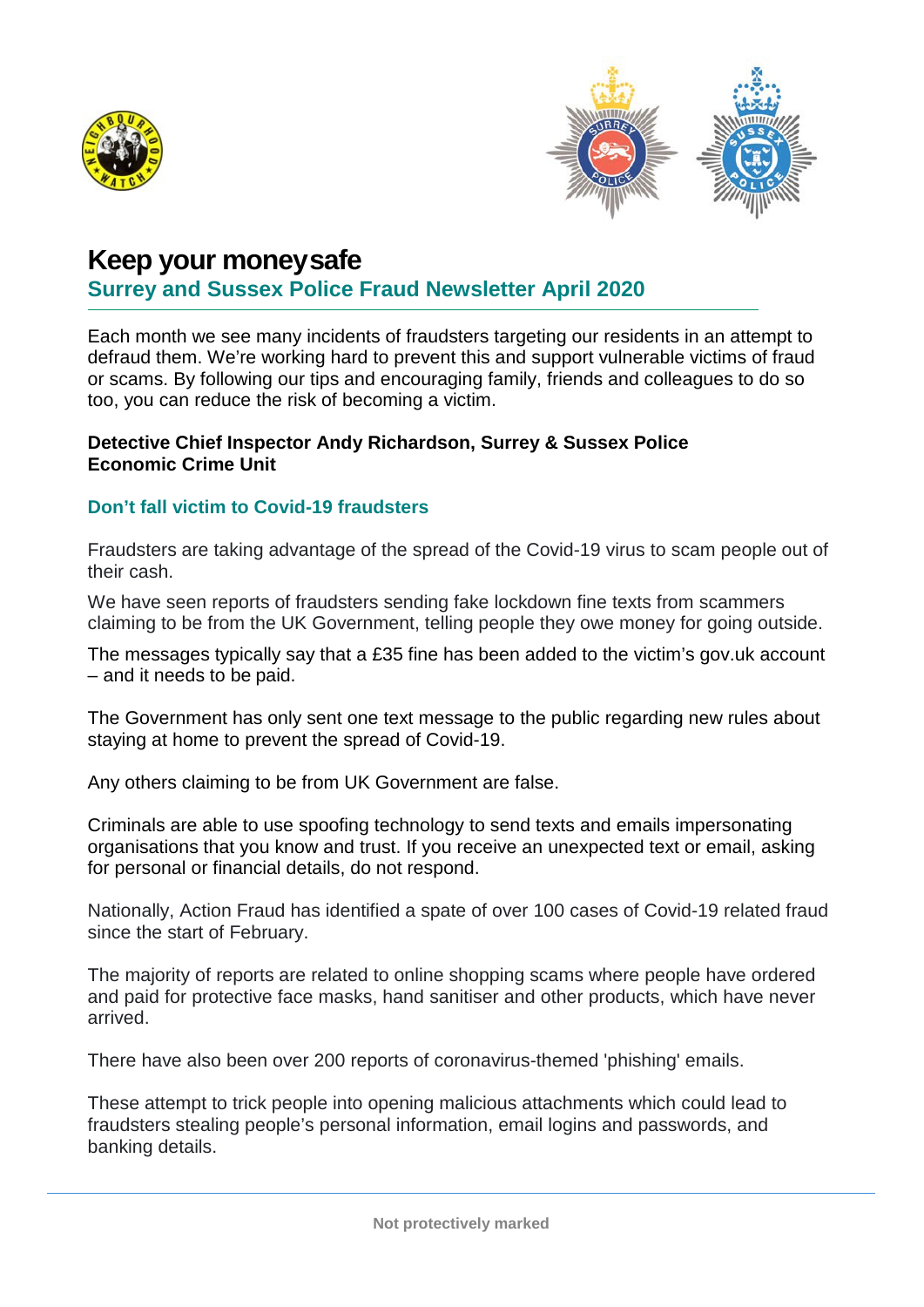# Keep your money safe

## Surrey and Sussex Police Fraud Newsletter April 2020

Each month we see many incidents of fraudsters targeting our residents in an attempt to defraud them. We're working hard to prevent this and support vulnerable victims of fraud or scams. By following our tips and encouraging family, friends and colleagues to do so too, you can reduce the risk of becoming a victim.

**Detective Chief Inspector Andy Richardson, Surrey & Sussex Police Economic Crime Unit**

### Don't fall victim to Covid-19 fraudsters

Fraudsters are taking advantage of the spread of the Covid-19 virus to scam people out of their cash.

We have seen reports of fraudsters sending fake lockdown fine texts from scammers claiming to be from the UK Government, telling people they owe money for going outside.

The messages typically say that a £35 fine has been added to the victim's gov.uk account – and it needs to be paid.

The Government has only sent one text message to the public regarding new rules about staying at home to prevent the spread of Covid-19.

Any others claiming to be from UK Government are false.

Criminals are able to use spoofing technology to send texts and emails impersonating organisations that you know and trust. If you receive an unexpected text or email, asking for personal or financial details, do not respond.

Nationally, Action Fraud has identified a spate of over 100 cases of Covid-19 related fraud since the start of February.

The majority of reports are related to online shopping scams where people have ordered and paid for protective face masks, hand sanitiser and other products, which have never arrived.

There have also been over 200 reports of coronavirus-themed 'phishing' emails.

These attempt to trick people into opening malicious attachments which could lead to fraudsters stealing people's personal information, email logins and passwords, and banking details.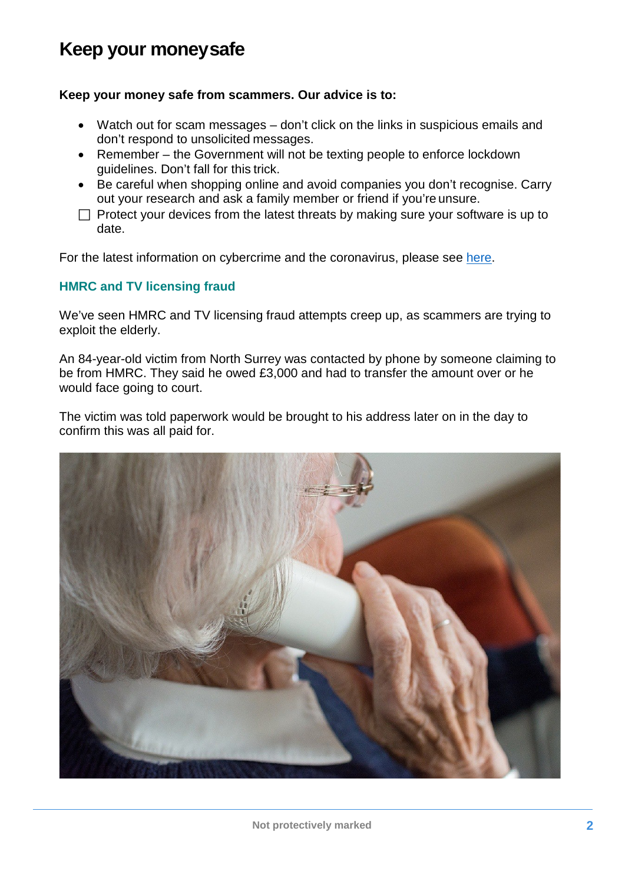# Keep your money safe

**Keep your money safe from scammers. Our advice is to:**

- Watch out for scam messages – don't click on the links in suspicious emails and don't respond to unsolicited messages.
- Remember – the Government will not be texting people to enforce lockdown guidelines. Don't fall for this trick.
- Be careful when shopping online and avoid companies you don't recognise. Carry out your research and ask a family member or friend if you're unsure.
- Protect your devices from the latest threats by making sure your software is up to date.

For the latest information on cybercrime and the coronavirus, please see here.

### HMRC and TV licensing fraud

We've seen HMRC and TV licensing fraud attempts creep up, as scammers are trying to exploit the elderly.

An 84-year-old victim from North Surrey was contacted by phone by someone claiming to be from HMRC. They said he owed £3,000 and had to transfer the amount over or he would face going to court.

The victim was told paperwork would be brought to his address later on in the day to confirm this was all paid for.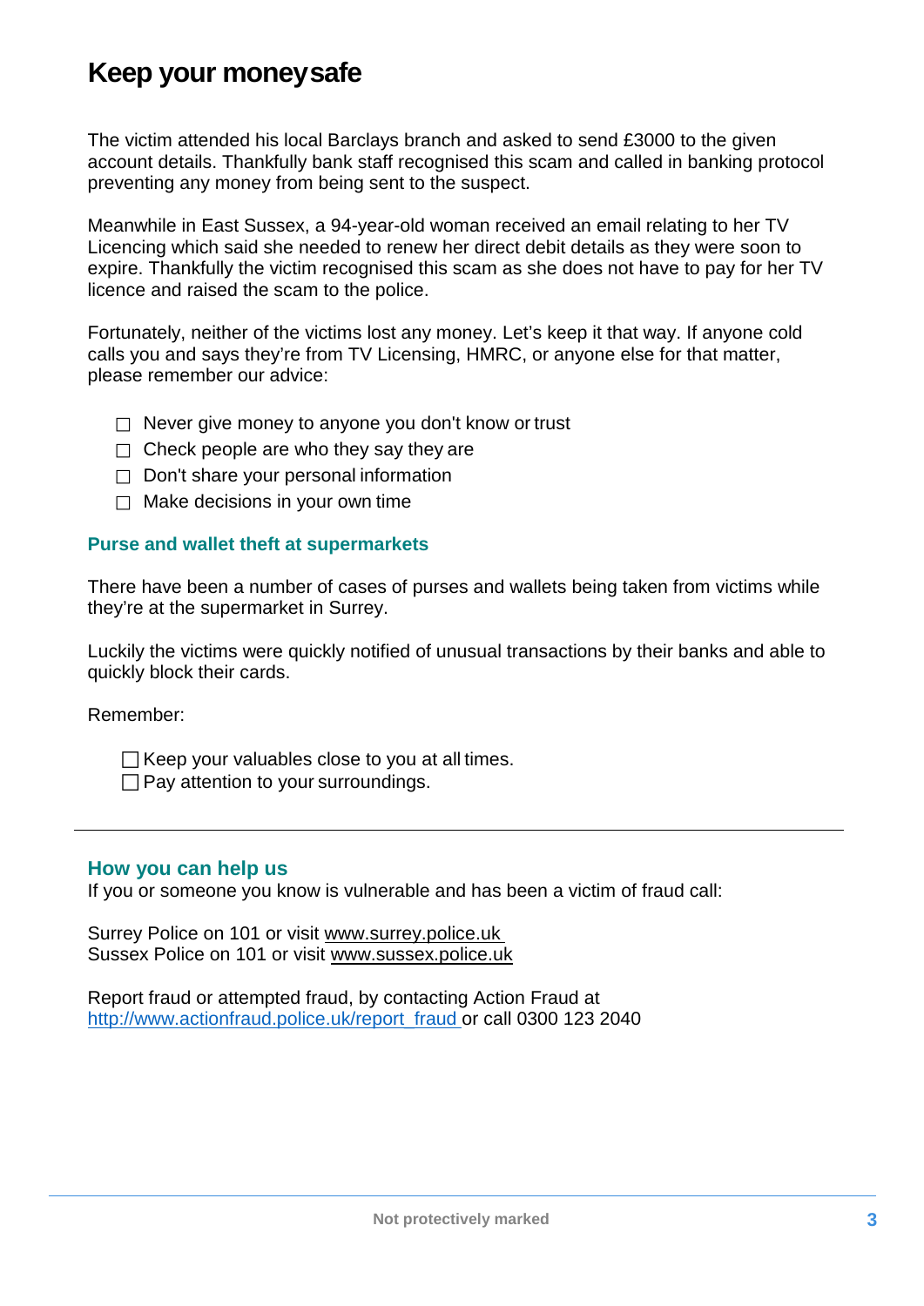# Keep your money safe

The victim attended his local Barclays branch and asked to send £3000 to the given account details. Thankfully bank staff recognised this scam and called in banking protocol preventing any money from being sent to the suspect.

Meanwhile in East Sussex, a 94-year-old woman received an email relating to her TV Licencing which said she needed to renew her direct debit details as they were soon to expire. Thankfully the victim recognised this scam as she does not have to pay for her TV licence and raised the scam to the police.

Fortunately, neither of the victims lost any money. Let's keep it that way. If anyone cold calls you and says they're from TV Licensing, HMRC, or anyone else for that matter, please remember our advice:

- ☐ Never give money to anyone you don't know or trust
- ☐ Check people are who they say they are
- ☐ Don't share your personal information
- ☐ Make decisions in your own time

### Purse and wallet theft at supermarkets

There have been a number of cases of purses and wallets being taken from victims while they're at the supermarket in Surrey.

Luckily the victims were quickly notified of unusual transactions by their banks and able to quickly block their cards.

Remember:

- ☐ Keep your valuables close to you at all times.
- ☐ Pay attention to your surroundings.

---

### How you can help us

If you or someone you know is vulnerable and has been a victim of fraud call:

Surrey Police on 101 or visit www.surrey.police.uk
Sussex Police on 101 or visit www.sussex.police.uk

Report fraud or attempted fraud, by contacting Action Fraud at http://www.actionfraud.police.uk/report_fraud or call 0300 123 2040

Not protectively marked